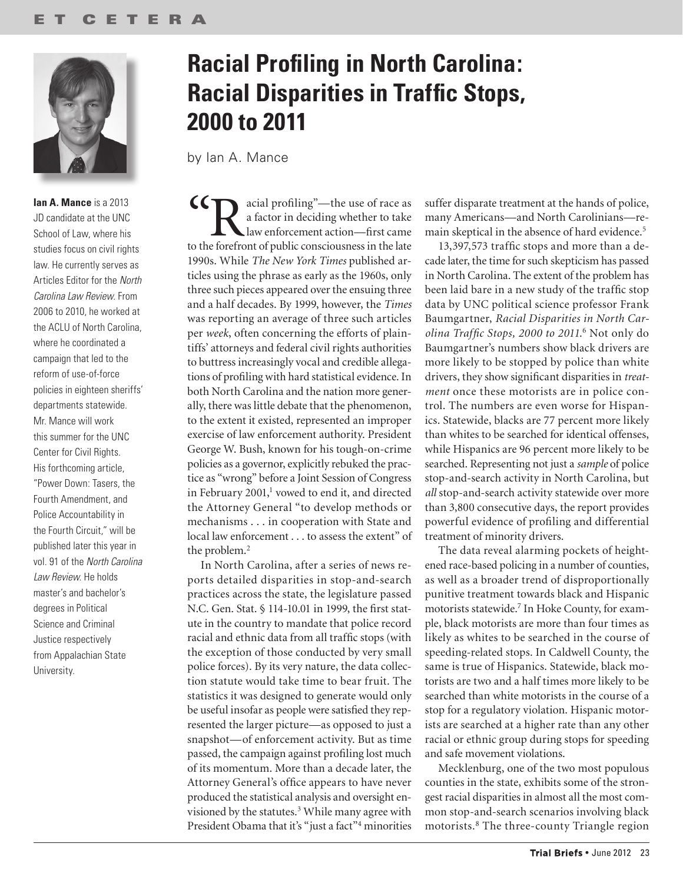# Racial Profiling in North Carolina: Racial Disparities in Traffic Stops, 2000 to 2011

by Ian A. Mance

**Ian A. Mance** is a 2013 JD candidate at the UNC School of Law, where his studies focus on civil rights law. He currently serves as Articles Editor for the *North Carolina Law Review*. From 2006 to 2010, he worked at the ACLU of North Carolina, where he coordinated a campaign that led to the reform of use-of-force policies in eighteen sheriffs' departments statewide. Mr. Mance will work this summer for the UNC Center for Civil Rights. His forthcoming article, "Power Down: Tasers, the Fourth Amendment, and Police Accountability in the Fourth Circuit," will be published later this year in vol. 91 of the *North Carolina Law Review*. He holds master's and bachelor's degrees in Political Science and Criminal Justice respectively from Appalachian State University.

"Racial profiling"—the use of race as a factor in deciding whether to take law enforcement action—first came to the forefront of public consciousness in the late 1990s. While *The New York Times* published articles using the phrase as early as the 1960s, only three such pieces appeared over the ensuing three and a half decades. By 1999, however, the *Times* was reporting an average of three such articles per *week*, often concerning the efforts of plaintiffs' attorneys and federal civil rights authorities to buttress increasingly vocal and credible allegations of profiling with hard statistical evidence. In both North Carolina and the nation more generally, there was little debate that the phenomenon, to the extent it existed, represented an improper exercise of law enforcement authority. President George W. Bush, known for his tough-on-crime policies as a governor, explicitly rebuked the practice as "wrong" before a Joint Session of Congress in February 2001,[1] vowed to end it, and directed the Attorney General "to develop methods or mechanisms . . . in cooperation with State and local law enforcement . . . to assess the extent" of the problem.[2]

In North Carolina, after a series of news reports detailed disparities in stop-and-search practices across the state, the legislature passed N.C. Gen. Stat. § 114-10.01 in 1999, the first statute in the country to mandate that police record racial and ethnic data from all traffic stops (with the exception of those conducted by very small police forces). By its very nature, the data collection statute would take time to bear fruit. The statistics it was designed to generate would only be useful insofar as people were satisfied they represented the larger picture—as opposed to just a snapshot—of enforcement activity. But as time passed, the campaign against profiling lost much of its momentum. More than a decade later, the Attorney General's office appears to have never produced the statistical analysis and oversight envisioned by the statutes.[3] While many agree with President Obama that it's "just a fact"[4] minorities suffer disparate treatment at the hands of police, many Americans—and North Carolinians—remain skeptical in the absence of hard evidence.[5]

13,397,573 traffic stops and more than a decade later, the time for such skepticism has passed in North Carolina. The extent of the problem has been laid bare in a new study of the traffic stop data by UNC political science professor Frank Baumgartner, *Racial Disparities in North Carolina Traffic Stops, 2000 to 2011*.[6] Not only do Baumgartner's numbers show black drivers are more likely to be stopped by police than white drivers, they show significant disparities in *treatment* once these motorists are in police control. The numbers are even worse for Hispanics. Statewide, blacks are 77 percent more likely than whites to be searched for identical offenses, while Hispanics are 96 percent more likely to be searched. Representing not just a *sample* of police stop-and-search activity in North Carolina, but *all* stop-and-search activity statewide over more than 3,800 consecutive days, the report provides powerful evidence of profiling and differential treatment of minority drivers.

The data reveal alarming pockets of heightened race-based policing in a number of counties, as well as a broader trend of disproportionally punitive treatment towards black and Hispanic motorists statewide.[7] In Hoke County, for example, black motorists are more than four times as likely as whites to be searched in the course of speeding-related stops. In Caldwell County, the same is true of Hispanics. Statewide, black motorists are two and a half times more likely to be searched than white motorists in the course of a stop for a regulatory violation. Hispanic motorists are searched at a higher rate than any other racial or ethnic group during stops for speeding and safe movement violations.

Mecklenburg, one of the two most populous counties in the state, exhibits some of the strongest racial disparities in almost all the most common stop-and-search scenarios involving black motorists.[8] The three-county Triangle region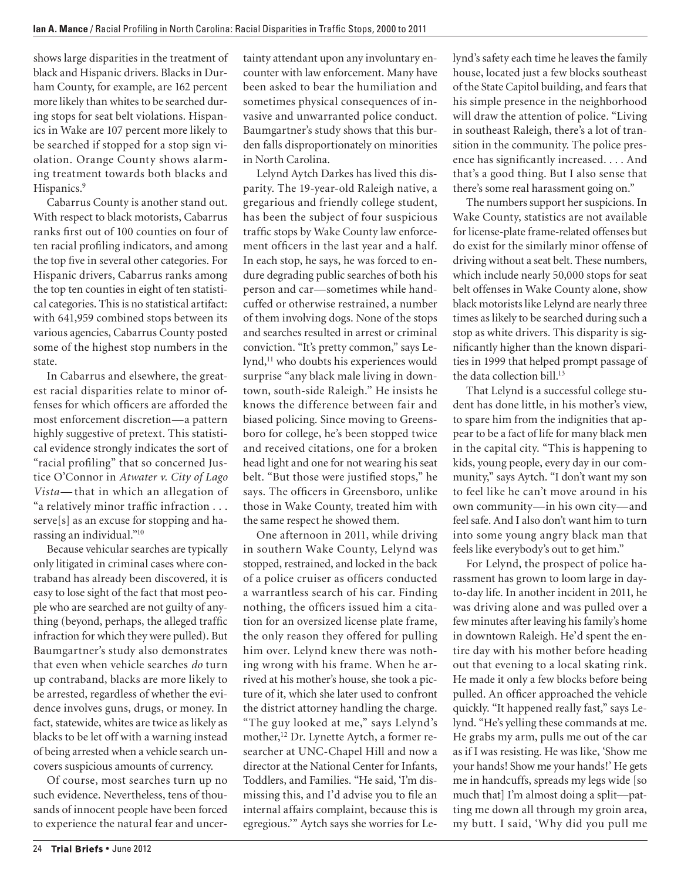shows large disparities in the treatment of black and Hispanic drivers. Blacks in Durham County, for example, are 162 percent more likely than whites to be searched during stops for seat belt violations. Hispanics in Wake are 107 percent more likely to be searched if stopped for a stop sign violation. Orange County shows alarming treatment towards both blacks and Hispanics.[9]

Cabarrus County is another stand out. With respect to black motorists, Cabarrus ranks first out of 100 counties on four of ten racial profiling indicators, and among the top five in several other categories. For Hispanic drivers, Cabarrus ranks among the top ten counties in eight of ten statistical categories. This is no statistical artifact: with 641,959 combined stops between its various agencies, Cabarrus County posted some of the highest stop numbers in the state.

In Cabarrus and elsewhere, the greatest racial disparities relate to minor offenses for which officers are afforded the most enforcement discretion—a pattern highly suggestive of pretext. This statistical evidence strongly indicates the sort of "racial profiling" that so concerned Justice O'Connor in *Atwater v. City of Lago Vista*—that in which an allegation of "a relatively minor traffic infraction . . . serve[s] as an excuse for stopping and harassing an individual."[10]

Because vehicular searches are typically only litigated in criminal cases where contraband has already been discovered, it is easy to lose sight of the fact that most people who are searched are not guilty of anything (beyond, perhaps, the alleged traffic infraction for which they were pulled). But Baumgartner's study also demonstrates that even when vehicle searches *do* turn up contraband, blacks are more likely to be arrested, regardless of whether the evidence involves guns, drugs, or money. In fact, statewide, whites are twice as likely as blacks to be let off with a warning instead of being arrested when a vehicle search uncovers suspicious amounts of currency.

Of course, most searches turn up no such evidence. Nevertheless, tens of thousands of innocent people have been forced to experience the natural fear and uncertainty attendant upon any involuntary encounter with law enforcement. Many have been asked to bear the humiliation and sometimes physical consequences of invasive and unwarranted police conduct. Baumgartner's study shows that this burden falls disproportionately on minorities in North Carolina.

Lelynd Aytch Darkes has lived this disparity. The 19-year-old Raleigh native, a gregarious and friendly college student, has been the subject of four suspicious traffic stops by Wake County law enforcement officers in the last year and a half. In each stop, he says, he was forced to endure degrading public searches of both his person and car—sometimes while handcuffed or otherwise restrained, a number of them involving dogs. None of the stops and searches resulted in arrest or criminal conviction. "It's pretty common," says Lelynd,[11] who doubts his experiences would surprise "any black male living in downtown, south-side Raleigh." He insists he knows the difference between fair and biased policing. Since moving to Greensboro for college, he's been stopped twice and received citations, one for a broken head light and one for not wearing his seat belt. "But those were justified stops," he says. The officers in Greensboro, unlike those in Wake County, treated him with the same respect he showed them.

One afternoon in 2011, while driving in southern Wake County, Lelynd was stopped, restrained, and locked in the back of a police cruiser as officers conducted a warrantless search of his car. Finding nothing, the officers issued him a citation for an oversized license plate frame, the only reason they offered for pulling him over. Lelynd knew there was nothing wrong with his frame. When he arrived at his mother's house, she took a picture of it, which she later used to confront the district attorney handling the charge. "The guy looked at me," says Lelynd's mother,[12] Dr. Lynette Aytch, a former researcher at UNC-Chapel Hill and now a director at the National Center for Infants, Toddlers, and Families. "He said, 'I'm dismissing this, and I'd advise you to file an internal affairs complaint, because this is egregious.'" Aytch says she worries for Lelynd's safety each time he leaves the family house, located just a few blocks southeast of the State Capitol building, and fears that his simple presence in the neighborhood will draw the attention of police. "Living in southeast Raleigh, there's a lot of transition in the community. The police presence has significantly increased. . . . And that's a good thing. But I also sense that there's some real harassment going on."

The numbers support her suspicions. In Wake County, statistics are not available for license-plate frame-related offenses but do exist for the similarly minor offense of driving without a seat belt. These numbers, which include nearly 50,000 stops for seat belt offenses in Wake County alone, show black motorists like Lelynd are nearly three times as likely to be searched during such a stop as white drivers. This disparity is significantly higher than the known disparities in 1999 that helped prompt passage of the data collection bill.[13]

That Lelynd is a successful college student has done little, in his mother's view, to spare him from the indignities that appear to be a fact of life for many black men in the capital city. "This is happening to kids, young people, every day in our community," says Aytch. "I don't want my son to feel like he can't move around in his own community—in his own city—and feel safe. And I also don't want him to turn into some young angry black man that feels like everybody's out to get him."

For Lelynd, the prospect of police harassment has grown to loom large in day-to-day life. In another incident in 2011, he was driving alone and was pulled over a few minutes after leaving his family's home in downtown Raleigh. He'd spent the entire day with his mother before heading out that evening to a local skating rink. He made it only a few blocks before being pulled. An officer approached the vehicle quickly. "It happened really fast," says Lelynd. "He's yelling these commands at me. He grabs my arm, pulls me out of the car as if I was resisting. He was like, 'Show me your hands! Show me your hands!' He gets me in handcuffs, spreads my legs wide [so much that] I'm almost doing a split—patting me down all through my groin area, my butt. I said, 'Why did you pull me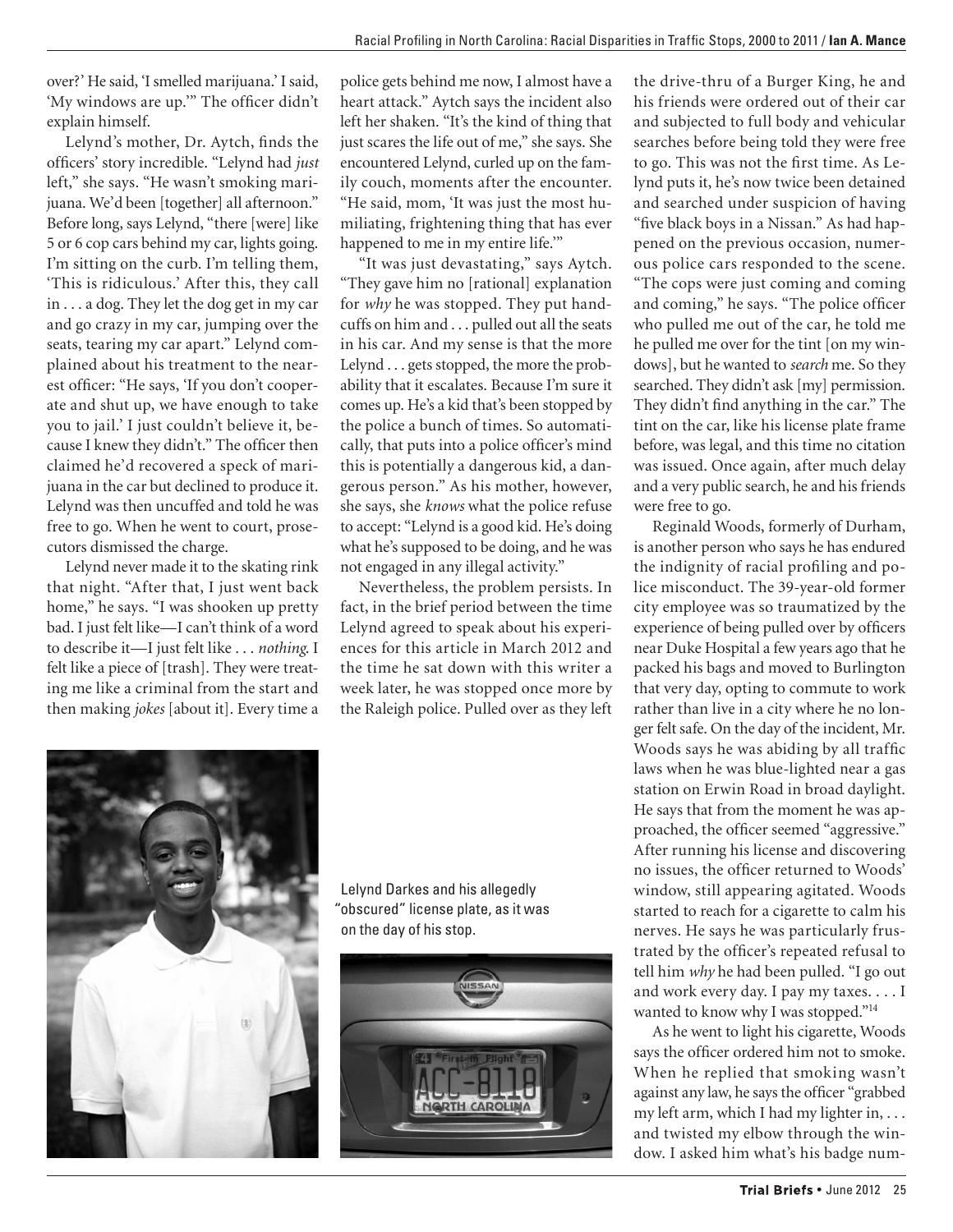over?' He said, 'I smelled marijuana.' I said, 'My windows are up.'" The officer didn't explain himself.

Lelynd's mother, Dr. Aytch, finds the officers' story incredible. "Lelynd had *just* left," she says. "He wasn't smoking marijuana. We'd been [together] all afternoon." Before long, says Lelynd, "there [were] like 5 or 6 cop cars behind my car, lights going. I'm sitting on the curb. I'm telling them, 'This is ridiculous.' After this, they call in . . . a dog. They let the dog get in my car and go crazy in my car, jumping over the seats, tearing my car apart." Lelynd complained about his treatment to the nearest officer: "He says, 'If you don't cooperate and shut up, we have enough to take you to jail.' I just couldn't believe it, because I knew they didn't." The officer then claimed he'd recovered a speck of marijuana in the car but declined to produce it. Lelynd was then uncuffed and told he was free to go. When he went to court, prosecutors dismissed the charge.

Lelynd never made it to the skating rink that night. "After that, I just went back home," he says. "I was shooken up pretty bad. I just felt like—I can't think of a word to describe it—I just felt like . . . *nothing*. I felt like a piece of [trash]. They were treating me like a criminal from the start and then making *jokes* [about it]. Every time a police gets behind me now, I almost have a heart attack." Aytch says the incident also left her shaken. "It's the kind of thing that just scares the life out of me," she says. She encountered Lelynd, curled up on the family couch, moments after the encounter. "He said, mom, 'It was just the most humiliating, frightening thing that has ever happened to me in my entire life.'"

"It was just devastating," says Aytch. "They gave him no [rational] explanation for *why* he was stopped. They put handcuffs on him and . . . pulled out all the seats in his car. And my sense is that the more Lelynd . . . gets stopped, the more the probability that it escalates. Because I'm sure it comes up. He's a kid that's been stopped by the police a bunch of times. So automatically, that puts into a police officer's mind this is potentially a dangerous kid, a dangerous person." As his mother, however, she says, she *knows* what the police refuse to accept: "Lelynd is a good kid. He's doing what he's supposed to be doing, and he was not engaged in any illegal activity."

Nevertheless, the problem persists. In fact, in the brief period between the time Lelynd agreed to speak about his experiences for this article in March 2012 and the time he sat down with this writer a week later, he was stopped once more by the Raleigh police. Pulled over as they left the drive-thru of a Burger King, he and his friends were ordered out of their car and subjected to full body and vehicular searches before being told they were free to go. This was not the first time. As Lelynd puts it, he's now twice been detained and searched under suspicion of having "five black boys in a Nissan." As had happened on the previous occasion, numerous police cars responded to the scene. "The cops were just coming and coming and coming," he says. "The police officer who pulled me out of the car, he told me he pulled me over for the tint [on my windows], but he wanted to *search* me. So they searched. They didn't ask [my] permission. They didn't find anything in the car." The tint on the car, like his license plate frame before, was legal, and this time no citation was issued. Once again, after much delay and a very public search, he and his friends were free to go.

Reginald Woods, formerly of Durham, is another person who says he has endured the indignity of racial profiling and police misconduct. The 39-year-old former city employee was so traumatized by the experience of being pulled over by officers near Duke Hospital a few years ago that he packed his bags and moved to Burlington that very day, opting to commute to work rather than live in a city where he no longer felt safe. On the day of the incident, Mr. Woods says he was abiding by all traffic laws when he was blue-lighted near a gas station on Erwin Road in broad daylight. He says that from the moment he was approached, the officer seemed "aggressive." After running his license and discovering no issues, the officer returned to Woods' window, still appearing agitated. Woods started to reach for a cigarette to calm his nerves. He says he was particularly frustrated by the officer's repeated refusal to tell him *why* he had been pulled. "I go out and work every day. I pay my taxes. . . . I wanted to know why I was stopped."[14]

As he went to light his cigarette, Woods says the officer ordered him not to smoke. When he replied that smoking wasn't against any law, he says the officer "grabbed my left arm, which I had my lighter in, . . . and twisted my elbow through the window. I asked him what's his badge num-

Lelynd Darkes and his allegedly "obscured" license plate, as it was on the day of his stop.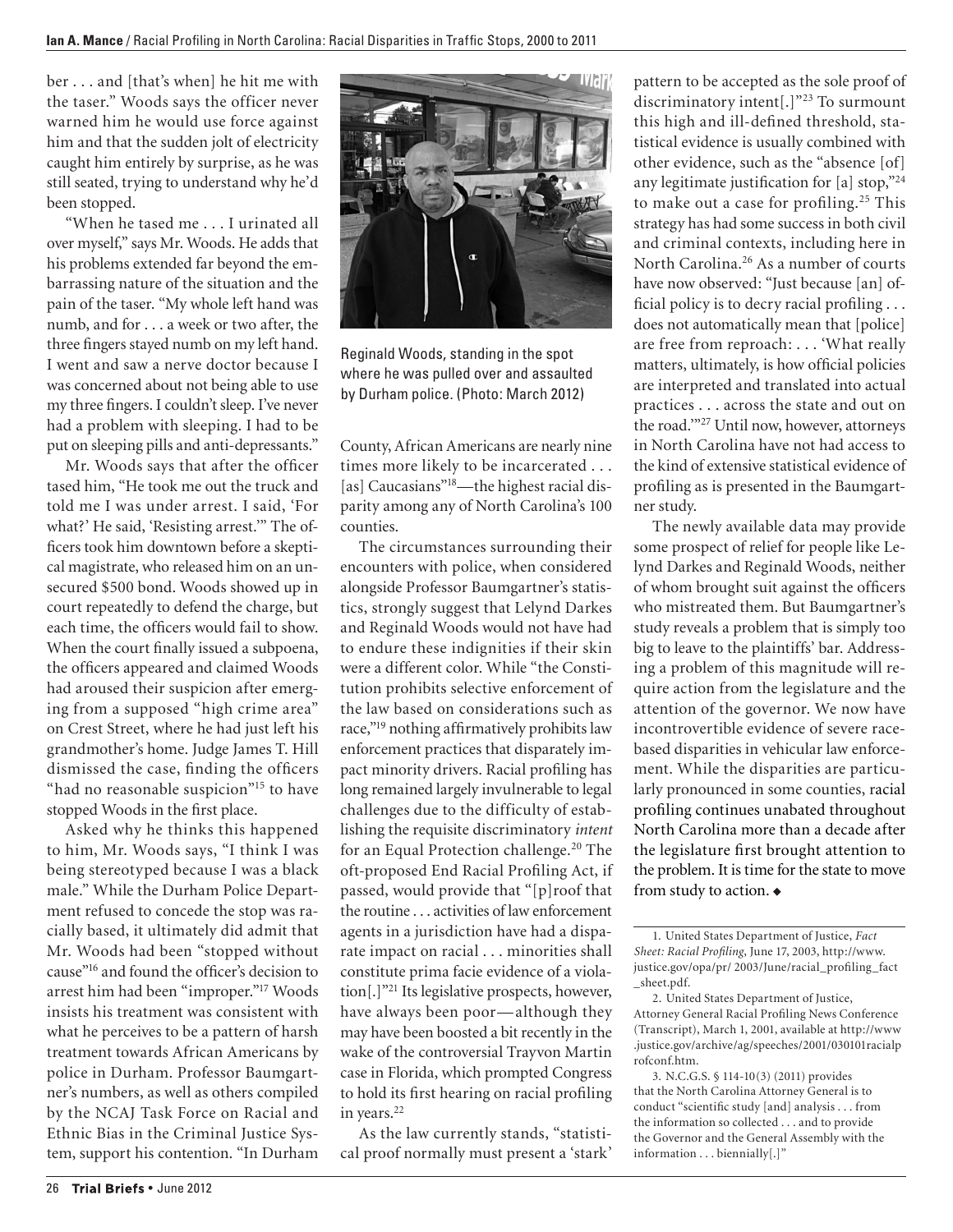ber . . . and [that's when] he hit me with the taser." Woods says the officer never warned him he would use force against him and that the sudden jolt of electricity caught him entirely by surprise, as he was still seated, trying to understand why he'd been stopped.

"When he tased me . . . I urinated all over myself," says Mr. Woods. He adds that his problems extended far beyond the embarrassing nature of the situation and the pain of the taser. "My whole left hand was numb, and for . . . a week or two after, the three fingers stayed numb on my left hand. I went and saw a nerve doctor because I was concerned about not being able to use my three fingers. I couldn't sleep. I've never had a problem with sleeping. I had to be put on sleeping pills and anti-depressants."

Mr. Woods says that after the officer tased him, "He took me out the truck and told me I was under arrest. I said, 'For what?' He said, 'Resisting arrest.'" The officers took him downtown before a skeptical magistrate, who released him on an unsecured $500 bond. Woods showed up in court repeatedly to defend the charge, but each time, the officers would fail to show. When the court finally issued a subpoena, the officers appeared and claimed Woods had aroused their suspicion after emerging from a supposed "high crime area" on Crest Street, where he had just left his grandmother's home. Judge James T. Hill dismissed the case, finding the officers "had no reasonable suspicion"[15] to have stopped Woods in the first place.

Asked why he thinks this happened to him, Mr. Woods says, "I think I was being stereotyped because I was a black male." While the Durham Police Department refused to concede the stop was racially based, it ultimately did admit that Mr. Woods had been "stopped without cause"[16] and found the officer's decision to arrest him had been "improper."[17] Woods insists his treatment was consistent with what he perceives to be a pattern of harsh treatment towards African Americans by police in Durham. Professor Baumgartner's numbers, as well as others compiled by the NCAJ Task Force on Racial and Ethnic Bias in the Criminal Justice System, support his contention. "In Durham County, African Americans are nearly nine times more likely to be incarcerated . . . [as] Caucasians"[18]—the highest racial disparity among any of North Carolina's 100 counties.

Reginald Woods, standing in the spot where he was pulled over and assaulted by Durham police. (Photo: March 2012)

The circumstances surrounding their encounters with police, when considered alongside Professor Baumgartner's statistics, strongly suggest that Lelynd Darkes and Reginald Woods would not have had to endure these indignities if their skin were a different color. While "the Constitution prohibits selective enforcement of the law based on considerations such as race,"[19] nothing affirmatively prohibits law enforcement practices that disparately impact minority drivers. Racial profiling has long remained largely invulnerable to legal challenges due to the difficulty of establishing the requisite discriminatory *intent* for an Equal Protection challenge.[20] The oft-proposed End Racial Profiling Act, if passed, would provide that "[p]roof that the routine . . . activities of law enforcement agents in a jurisdiction have had a disparate impact on racial . . . minorities shall constitute prima facie evidence of a violation[.]"[21] Its legislative prospects, however, have always been poor—although they may have been boosted a bit recently in the wake of the controversial Trayvon Martin case in Florida, which prompted Congress to hold its first hearing on racial profiling in years.[22]

As the law currently stands, "statistical proof normally must present a 'stark' pattern to be accepted as the sole proof of discriminatory intent[.]"[23] To surmount this high and ill-defined threshold, statistical evidence is usually combined with other evidence, such as the "absence [of] any legitimate justification for [a] stop,"[24] to make out a case for profiling.[25] This strategy has had some success in both civil and criminal contexts, including here in North Carolina.[26] As a number of courts have now observed: "Just because [an] official policy is to decry racial profiling . . . does not automatically mean that [police] are free from reproach: . . . 'What really matters, ultimately, is how official policies are interpreted and translated into actual practices . . . across the state and out on the road.'"[27] Until now, however, attorneys in North Carolina have not had access to the kind of extensive statistical evidence of profiling as is presented in the Baumgartner study.

The newly available data may provide some prospect of relief for people like Lelynd Darkes and Reginald Woods, neither of whom brought suit against the officers who mistreated them. But Baumgartner's study reveals a problem that is simply too big to leave to the plaintiffs' bar. Addressing a problem of this magnitude will require action from the legislature and the attention of the governor. We now have incontrovertible evidence of severe race-based disparities in vehicular law enforcement. While the disparities are particularly pronounced in some counties, racial profiling continues unabated throughout North Carolina more than a decade after the legislature first brought attention to the problem. It is time for the state to move from study to action. ◆

---

1. United States Department of Justice, *Fact Sheet: Racial Profiling*, June 17, 2003, http://www.justice.gov/opa/pr/ 2003/June/racial_profiling_fact_sheet.pdf.

2. United States Department of Justice, Attorney General Racial Profiling News Conference (Transcript), March 1, 2001, available at http://www.justice.gov/archive/ag/speeches/2001/030101racialprofconf.htm.

3. N.C.G.S. § 114-10(3) (2011) provides that the North Carolina Attorney General is to conduct "scientific study [and] analysis . . . from the information so collected . . . and to provide the Governor and the General Assembly with the information . . . biennially[.]"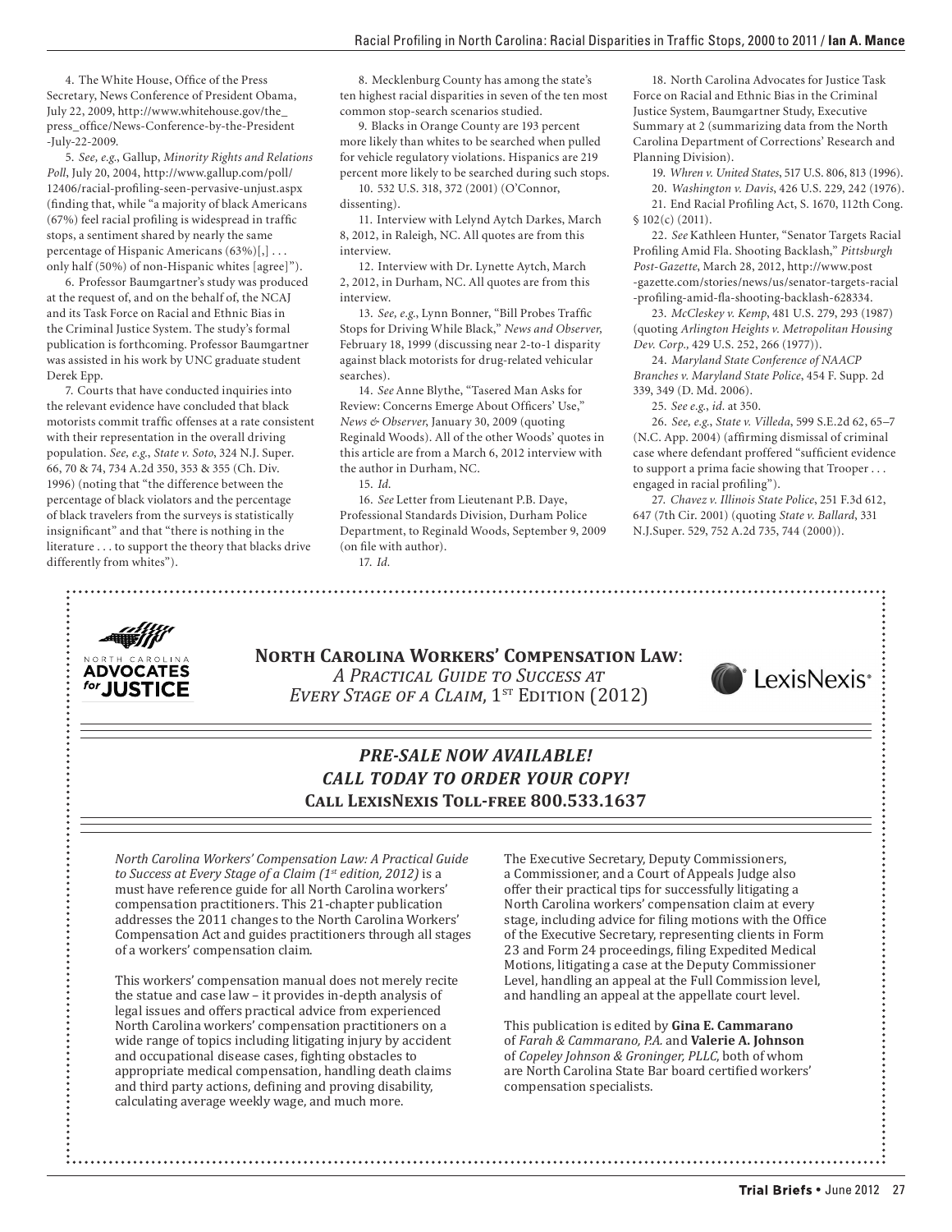4. The White House, Office of the Press Secretary, News Conference of President Obama, July 22, 2009, http://www.whitehouse.gov/the_press_office/News-Conference-by-the-President-July-22-2009.

5. *See, e.g.*, Gallup, *Minority Rights and Relations Poll*, July 20, 2004, http://www.gallup.com/poll/12406/racial-profiling-seen-pervasive-unjust.aspx (finding that, while "a majority of black Americans (67%) feel racial profiling is widespread in traffic stops, a sentiment shared by nearly the same percentage of Hispanic Americans (63%)[,] . . . only half (50%) of non-Hispanic whites [agree]").

6. Professor Baumgartner's study was produced at the request of, and on the behalf of, the NCAJ and its Task Force on Racial and Ethnic Bias in the Criminal Justice System. The study's formal publication is forthcoming. Professor Baumgartner was assisted in his work by UNC graduate student Derek Epp.

7. Courts that have conducted inquiries into the relevant evidence have concluded that black motorists commit traffic offenses at a rate consistent with their representation in the overall driving population. *See, e.g.*, *State v. Soto*, 324 N.J. Super. 66, 70 & 74, 734 A.2d 350, 353 & 355 (Ch. Div. 1996) (noting that "the difference between the percentage of black violators and the percentage of black travelers from the surveys is statistically insignificant" and that "there is nothing in the literature . . . to support the theory that blacks drive differently from whites").

8. Mecklenburg County has among the state's ten highest racial disparities in seven of the ten most common stop-search scenarios studied.

9. Blacks in Orange County are 193 percent more likely than whites to be searched when pulled for vehicle regulatory violations. Hispanics are 219 percent more likely to be searched during such stops.

10. 532 U.S. 318, 372 (2001) (O'Connor, dissenting).

11. Interview with Lelynd Aytch Darkes, March 8, 2012, in Raleigh, NC. All quotes are from this interview.

12. Interview with Dr. Lynette Aytch, March 2, 2012, in Durham, NC. All quotes are from this interview.

13. *See, e.g.*, Lynn Bonner, "Bill Probes Traffic Stops for Driving While Black," *News and Observer*, February 18, 1999 (discussing near 2-to-1 disparity against black motorists for drug-related vehicular searches).

14. *See* Anne Blythe, "Tasered Man Asks for Review: Concerns Emerge About Officers' Use," *News & Observer*, January 30, 2009 (quoting Reginald Woods). All of the other Woods' quotes in this article are from a March 6, 2012 interview with the author in Durham, NC.

15. *Id.*

16. *See* Letter from Lieutenant P.B. Daye, Professional Standards Division, Durham Police Department, to Reginald Woods, September 9, 2009 (on file with author).

17. *Id.*

18. North Carolina Advocates for Justice Task Force on Racial and Ethnic Bias in the Criminal Justice System, Baumgartner Study, Executive Summary at 2 (summarizing data from the North Carolina Department of Corrections' Research and Planning Division).

19. *Whren v. United States*, 517 U.S. 806, 813 (1996).

20. *Washington v. Davis*, 426 U.S. 229, 242 (1976).

21. End Racial Profiling Act, S. 1670, 112th Cong. § 102(c) (2011).

22. *See* Kathleen Hunter, "Senator Targets Racial Profiling Amid Fla. Shooting Backlash," *Pittsburgh Post-Gazette*, March 28, 2012, http://www.post-gazette.com/stories/news/us/senator-targets-racial-profiling-amid-fla-shooting-backlash-628334.

23. *McCleskey v. Kemp*, 481 U.S. 279, 293 (1987) (quoting *Arlington Heights v. Metropolitan Housing Dev. Corp.*, 429 U.S. 252, 266 (1977)).

24. *Maryland State Conference of NAACP Branches v. Maryland State Police*, 454 F. Supp. 2d 339, 349 (D. Md. 2006).

25. *See e.g.*, *id.* at 350.

26. *See, e.g.*, *State v. Villeda*, 599 S.E.2d 62, 65–7 (N.C. App. 2004) (affirming dismissal of criminal case where defendant proffered "sufficient evidence to support a prima facie showing that Trooper . . . engaged in racial profiling").

27. *Chavez v. Illinois State Police*, 251 F.3d 612, 647 (7th Cir. 2001) (quoting *State v. Ballard*, 331 N.J.Super. 529, 752 A.2d 735, 744 (2000)).

---

NORTH CAROLINA ADVOCATES for JUSTICE

**North Carolina Workers' Compensation Law**: *A Practical Guide to Success at Every Stage of a Claim*, 1st Edition (2012)

LexisNexis®

***PRE-SALE NOW AVAILABLE!***
***CALL TODAY TO ORDER YOUR COPY!***
**Call LexisNexis Toll-free 800.533.1637**

*North Carolina Workers' Compensation Law: A Practical Guide to Success at Every Stage of a Claim (1st edition, 2012)* is a must have reference guide for all North Carolina workers' compensation practitioners. This 21-chapter publication addresses the 2011 changes to the North Carolina Workers' Compensation Act and guides practitioners through all stages of a workers' compensation claim.

This workers' compensation manual does not merely recite the statue and case law – it provides in-depth analysis of legal issues and offers practical advice from experienced North Carolina workers' compensation practitioners on a wide range of topics including litigating injury by accident and occupational disease cases, fighting obstacles to appropriate medical compensation, handling death claims and third party actions, defining and proving disability, calculating average weekly wage, and much more.

The Executive Secretary, Deputy Commissioners, a Commissioner, and a Court of Appeals Judge also offer their practical tips for successfully litigating a North Carolina workers' compensation claim at every stage, including advice for filing motions with the Office of the Executive Secretary, representing clients in Form 23 and Form 24 proceedings, filing Expedited Medical Motions, litigating a case at the Deputy Commissioner Level, handling an appeal at the Full Commission level, and handling an appeal at the appellate court level.

This publication is edited by **Gina E. Cammarano** of *Farah & Cammarano, P.A.* and **Valerie A. Johnson** of *Copeley Johnson & Groninger, PLLC,* both of whom are North Carolina State Bar board certified workers' compensation specialists.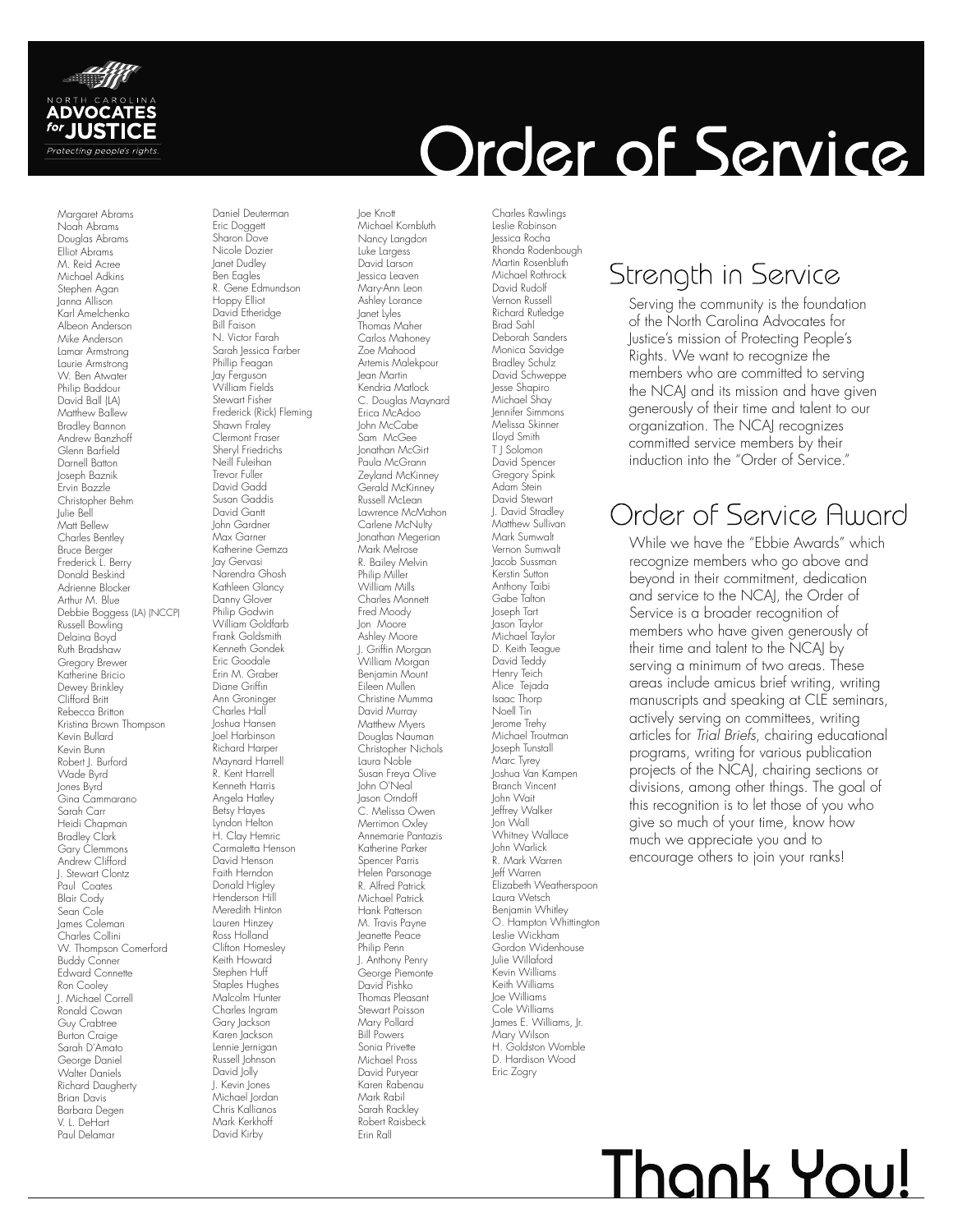NORTH CAROLINA ADVOCATES *for* JUSTICE

*Protecting people's rights.*

# Order of Service

Margaret Abrams
Noah Abrams
Douglas Abrams
Elliot Abrams
M. Reid Acree
Michael Adkins
Stephen Agan
Janna Allison
Karl Amelchenko
Albeon Anderson
Mike Anderson
Lamar Armstrong
Laurie Armstrong
W. Ben Atwater
Philip Baddour
David Ball (LA)
Matthew Ballew
Bradley Bannon
Andrew Banzhoff
Glenn Barfield
Darnell Batton
Joseph Baznik
Ervin Bazzle
Christopher Behm
Julie Bell
Matt Bellew
Charles Bentley
Bruce Berger
Frederick L. Berry
Donald Beskind
Adrienne Blocker
Arthur M. Blue
Debbie Boggess (LA) (NCCP)
Russell Bowling
Delaina Boyd
Ruth Bradshaw
Gregory Brewer
Katherine Bricio
Dewey Brinkley
Clifford Britt
Rebecca Britton
Kristina Brown Thompson
Kevin Bullard
Kevin Bunn
Robert J. Burford
Wade Byrd
Jones Byrd
Gina Cammarano
Sarah Carr
Heidi Chapman
Bradley Clark
Gary Clemmons
Andrew Clifford
J. Stewart Clontz
Paul Coates
Blair Cody
Sean Cole
James Coleman
Charles Collini
W. Thompson Comerford
Buddy Conner
Edward Connette
Ron Cooley
J. Michael Correll
Ronald Cowan
Guy Crabtree
Burton Craige
Sarah D'Amato
George Daniel
Walter Daniels
Richard Daugherty
Brian Davis
Barbara Degen
V. L. DeHart
Paul Delamar
Daniel Deuterman
Eric Doggett
Sharon Dove
Nicole Dozier
Janet Dudley
Ben Eagles
R. Gene Edmundson
Hoppy Elliot
David Etheridge
Bill Faison
N. Victor Farah
Sarah Jessica Farber
Phillip Feagan
Jay Ferguson
William Fields
Stewart Fisher
Frederick (Rick) Fleming
Shawn Fraley
Clermont Fraser
Sheryl Friedrichs
Neill Fuleihan
Trevor Fuller
David Gadd
Susan Gaddis
David Gantt
John Gardner
Max Garner
Katherine Gemza
Jay Gervasi
Narendra Ghosh
Kathleen Glancy
Danny Glover
Philip Godwin
William Goldfarb
Frank Goldsmith
Kenneth Gondek
Eric Goodale
Erin M. Graber
Diane Griffin
Ann Groninger
Charles Hall
Joshua Hansen
Joel Harbinson
Richard Harper
Maynard Harrell
R. Kent Harrell
Kenneth Harris
Angela Hatley
Betsy Hayes
Lyndon Helton
H. Clay Hemric
Carmaletta Henson
David Henson
Faith Herndon
Donald Higley
Henderson Hill
Meredith Hinton
Lauren Hinzey
Ross Holland
Clifton Homesley
Keith Howard
Stephen Huff
Staples Hughes
Malcolm Hunter
Charles Ingram
Gary Jackson
Karen Jackson
Lennie Jernigan
Russell Johnson
David Jolly
J. Kevin Jones
Michael Jordan
Chris Kallianos
Mark Kerkhoff
David Kirby
Joe Knott
Michael Kornbluth
Nancy Langdon
Luke Largess
David Larson
Jessica Leaven
Mary-Ann Leon
Ashley Lorance
Janet Lyles
Thomas Maher
Carlos Mahoney
Zoe Mahood
Artemis Malekpour
Jean Martin
Kendria Matlock
C. Douglas Maynard
Erica McAdoo
John McCabe
Sam McGee
Jonathan McGirt
Paula McGrann
Zeyland McKinney
Gerald McKinney
Russell McLean
Lawrence McMahon
Carlene McNulty
Jonathan Megerian
Mark Melrose
R. Bailey Melvin
Philip Miller
William Mills
Charles Monnett
Fred Moody
Jon Moore
Ashley Moore
J. Griffin Morgan
William Morgan
Benjamin Mount
Eileen Mullen
Christine Mumma
David Murray
Matthew Myers
Douglas Nauman
Christopher Nichols
Laura Noble
Susan Freya Olive
John O'Neal
Jason Orndoff
C. Melissa Owen
Merrimon Oxley
Annemarie Pantazis
Katherine Parker
Spencer Parris
Helen Parsonage
R. Alfred Patrick
Michael Patrick
Hank Patterson
M. Travis Payne
Jeanette Peace
Philip Penn
J. Anthony Penry
George Piemonte
David Pishko
Thomas Pleasant
Stewart Poisson
Mary Pollard
Bill Powers
Sonia Privette
Michael Pross
David Puryear
Karen Rabenau
Mark Rabil
Sarah Rackley
Robert Raisbeck
Erin Rall
Charles Rawlings
Leslie Robinson
Jessica Rocha
Rhonda Rodenbough
Martin Rosenbluth
Michael Rothrock
David Rudolf
Vernon Russell
Richard Rutledge
Brad Sahl
Deborah Sanders
Monica Savidge
Bradley Schulz
David Schweppe
Jesse Shapiro
Michael Shay
Jennifer Simmons
Melissa Skinner
Lloyd Smith
T J Solomon
David Spencer
Gregory Spink
Adam Stein
David Stewart
J. David Stradley
Matthew Sullivan
Mark Sumwalt
Vernon Sumwalt
Jacob Sussman
Kerstin Sutton
Anthony Taibi
Gabe Talton
Joseph Tart
Jason Taylor
Michael Taylor
D. Keith Teague
David Teddy
Henry Teich
Alice Tejada
Isaac Thorp
Noell Tin
Jerome Trehy
Michael Troutman
Joseph Tunstall
Marc Tyrey
Joshua Van Kampen
Branch Vincent
John Wait
Jeffrey Walker
Jon Wall
Whitney Wallace
John Warlick
R. Mark Warren
Jeff Warren
Elizabeth Weatherspoon
Laura Wetsch
Benjamin Whitley
O. Hampton Whittington
Leslie Wickham
Gordon Widenhouse
Julie Willaford
Kevin Williams
Keith Williams
Joe Williams
Cole Williams
James E. Williams, Jr.
Mary Wilson
H. Goldston Womble
D. Hardison Wood
Eric Zogry

## Strength in Service

Serving the community is the foundation of the North Carolina Advocates for Justice's mission of Protecting People's Rights. We want to recognize the members who are committed to serving the NCAJ and its mission and have given generously of their time and talent to our organization. The NCAJ recognizes committed service members by their induction into the "Order of Service."

## Order of Service Award

While we have the "Ebbie Awards" which recognize members who go above and beyond in their commitment, dedication and service to the NCAJ, the Order of Service is a broader recognition of members who have given generously of their time and talent to the NCAJ by serving a minimum of two areas. These areas include amicus brief writing, writing manuscripts and speaking at CLE seminars, actively serving on committees, writing articles for *Trial Briefs*, chairing educational programs, writing for various publication projects of the NCAJ, chairing sections or divisions, among other things. The goal of this recognition is to let those of you who give so much of your time, know how much we appreciate you and to encourage others to join your ranks!

# Thank You!